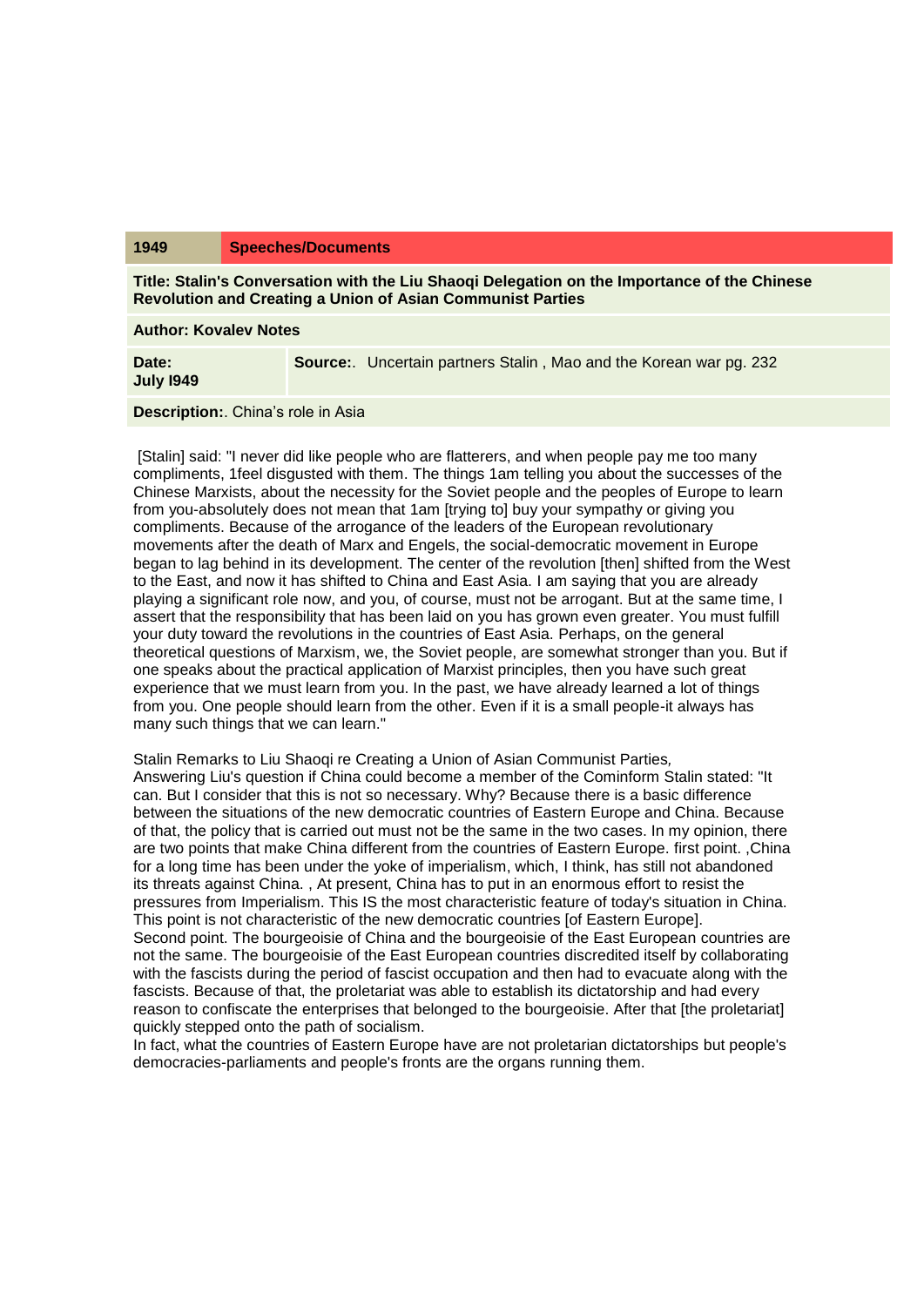| 1949 | Speeches/Documents |
|---|---|

**Title: Stalin's Conversation with the Liu Shaoqi Delegation on the Importance of the Chinese Revolution and Creating a Union of Asian Communist Parties**

**Author: Kovalev Notes**

| **Date:** **July I949** | **Source:**. Uncertain partners Stalin , Mao and the Korean war pg. 232 |
|---|---|

**Description:**. China's role in Asia

[Stalin] said: "I never did like people who are flatterers, and when people pay me too many compliments, 1feel disgusted with them. The things 1am telling you about the successes of the Chinese Marxists, about the necessity for the Soviet people and the peoples of Europe to learn from you-absolutely does not mean that 1am [trying to] buy your sympathy or giving you compliments. Because of the arrogance of the leaders of the European revolutionary movements after the death of Marx and Engels, the social-democratic movement in Europe began to lag behind in its development. The center of the revolution [then] shifted from the West to the East, and now it has shifted to China and East Asia. I am saying that you are already playing a significant role now, and you, of course, must not be arrogant. But at the same time, I assert that the responsibility that has been laid on you has grown even greater. You must fulfill your duty toward the revolutions in the countries of East Asia. Perhaps, on the general theoretical questions of Marxism, we, the Soviet people, are somewhat stronger than you. But if one speaks about the practical application of Marxist principles, then you have such great experience that we must learn from you. In the past, we have already learned a lot of things from you. One people should learn from the other. Even if it is a small people-it always has many such things that we can learn."

Stalin Remarks to Liu Shaoqi re Creating a Union of Asian Communist Parties,
Answering Liu's question if China could become a member of the Cominform Stalin stated: "It can. But I consider that this is not so necessary. Why? Because there is a basic difference between the situations of the new democratic countries of Eastern Europe and China. Because of that, the policy that is carried out must not be the same in the two cases. In my opinion, there are two points that make China different from the countries of Eastern Europe. first point. ,China for a long time has been under the yoke of imperialism, which, I think, has still not abandoned its threats against China. , At present, China has to put in an enormous effort to resist the pressures from Imperialism. This IS the most characteristic feature of today's situation in China. This point is not characteristic of the new democratic countries [of Eastern Europe].
Second point. The bourgeoisie of China and the bourgeoisie of the East European countries are not the same. The bourgeoisie of the East European countries discredited itself by collaborating with the fascists during the period of fascist occupation and then had to evacuate along with the fascists. Because of that, the proletariat was able to establish its dictatorship and had every reason to confiscate the enterprises that belonged to the bourgeoisie. After that [the proletariat] quickly stepped onto the path of socialism.
In fact, what the countries of Eastern Europe have are not proletarian dictatorships but people's democracies-parliaments and people's fronts are the organs running them.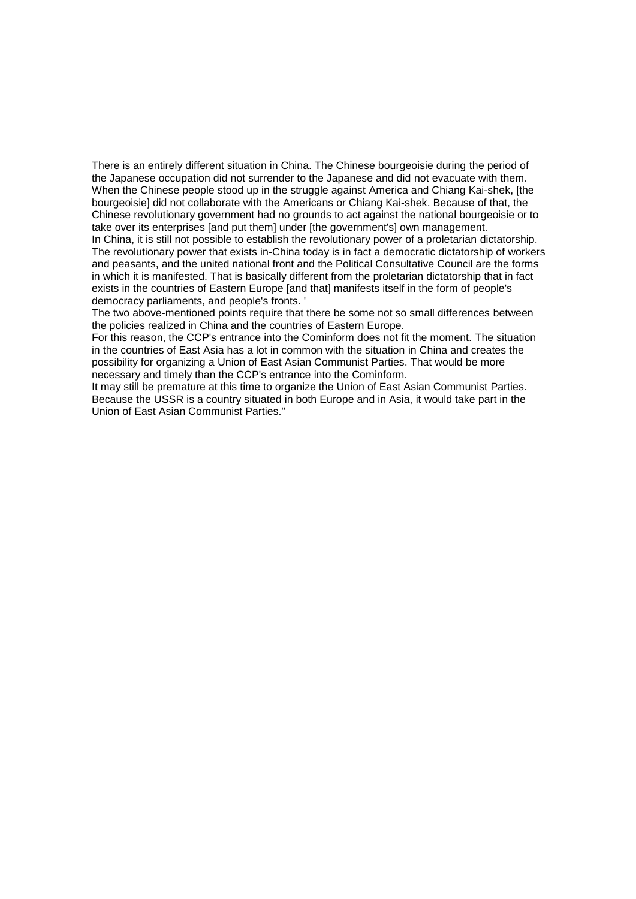There is an entirely different situation in China. The Chinese bourgeoisie during the period of the Japanese occupation did not surrender to the Japanese and did not evacuate with them. When the Chinese people stood up in the struggle against America and Chiang Kai-shek, [the bourgeoisie] did not collaborate with the Americans or Chiang Kai-shek. Because of that, the Chinese revolutionary government had no grounds to act against the national bourgeoisie or to take over its enterprises [and put them] under [the government's] own management.

In China, it is still not possible to establish the revolutionary power of a proletarian dictatorship. The revolutionary power that exists in-China today is in fact a democratic dictatorship of workers and peasants, and the united national front and the Political Consultative Council are the forms in which it is manifested. That is basically different from the proletarian dictatorship that in fact exists in the countries of Eastern Europe [and that] manifests itself in the form of people's democracy parliaments, and people's fronts. '

The two above-mentioned points require that there be some not so small differences between the policies realized in China and the countries of Eastern Europe.

For this reason, the CCP's entrance into the Cominform does not fit the moment. The situation in the countries of East Asia has a lot in common with the situation in China and creates the possibility for organizing a Union of East Asian Communist Parties. That would be more necessary and timely than the CCP's entrance into the Cominform.

It may still be premature at this time to organize the Union of East Asian Communist Parties. Because the USSR is a country situated in both Europe and in Asia, it would take part in the Union of East Asian Communist Parties."